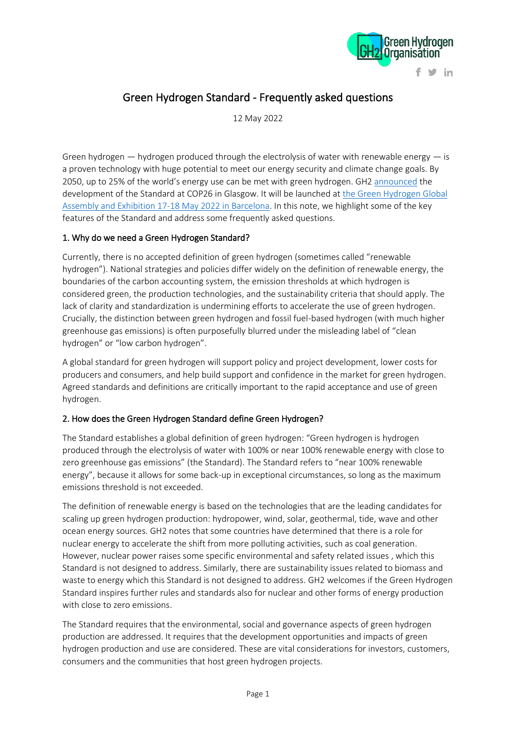# Green Hydrogen Standard - Frequently asked questions

12 May 2022

Green hydrogen — hydrogen produced through the electrolysis of water with renewable energy — is a proven technology with huge potential to meet our energy security and climate change goals. By 2050, up to 25% of the world's energy use can be met with green hydrogen. GH2 announced the development of the Standard at COP26 in Glasgow. It will be launched at the Green Hydrogen Global Assembly and Exhibition 17-18 May 2022 in Barcelona. In this note, we highlight some of the key features of the Standard and address some frequently asked questions.

## 1. Why do we need a Green Hydrogen Standard?

Currently, there is no accepted definition of green hydrogen (sometimes called "renewable hydrogen"). National strategies and policies differ widely on the definition of renewable energy, the boundaries of the carbon accounting system, the emission thresholds at which hydrogen is considered green, the production technologies, and the sustainability criteria that should apply. The lack of clarity and standardization is undermining efforts to accelerate the use of green hydrogen. Crucially, the distinction between green hydrogen and fossil fuel-based hydrogen (with much higher greenhouse gas emissions) is often purposefully blurred under the misleading label of "clean hydrogen" or "low carbon hydrogen".

A global standard for green hydrogen will support policy and project development, lower costs for producers and consumers, and help build support and confidence in the market for green hydrogen. Agreed standards and definitions are critically important to the rapid acceptance and use of green hydrogen.

## 2. How does the Green Hydrogen Standard define Green Hydrogen?

The Standard establishes a global definition of green hydrogen: "Green hydrogen is hydrogen produced through the electrolysis of water with 100% or near 100% renewable energy with close to zero greenhouse gas emissions" (the Standard). The Standard refers to "near 100% renewable energy", because it allows for some back-up in exceptional circumstances, so long as the maximum emissions threshold is not exceeded.

The definition of renewable energy is based on the technologies that are the leading candidates for scaling up green hydrogen production: hydropower, wind, solar, geothermal, tide, wave and other ocean energy sources. GH2 notes that some countries have determined that there is a role for nuclear energy to accelerate the shift from more polluting activities, such as coal generation. However, nuclear power raises some specific environmental and safety related issues , which this Standard is not designed to address. Similarly, there are sustainability issues related to biomass and waste to energy which this Standard is not designed to address. GH2 welcomes if the Green Hydrogen Standard inspires further rules and standards also for nuclear and other forms of energy production with close to zero emissions.

The Standard requires that the environmental, social and governance aspects of green hydrogen production are addressed. It requires that the development opportunities and impacts of green hydrogen production and use are considered. These are vital considerations for investors, customers, consumers and the communities that host green hydrogen projects.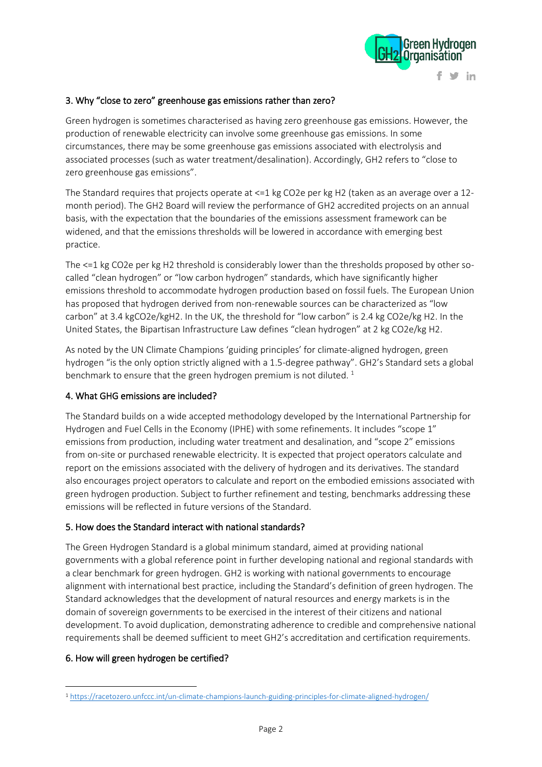## 3. Why "close to zero" greenhouse gas emissions rather than zero?

Green hydrogen is sometimes characterised as having zero greenhouse gas emissions. However, the production of renewable electricity can involve some greenhouse gas emissions. In some circumstances, there may be some greenhouse gas emissions associated with electrolysis and associated processes (such as water treatment/desalination). Accordingly, GH2 refers to "close to zero greenhouse gas emissions".

The Standard requires that projects operate at <=1 kg $CO_2e$ per kg $H_2$ (taken as an average over a 12-month period). The GH2 Board will review the performance of GH2 accredited projects on an annual basis, with the expectation that the boundaries of the emissions assessment framework can be widened, and that the emissions thresholds will be lowered in accordance with emerging best practice.

The <=1 kg $CO_2e$ per kg $H_2$ threshold is considerably lower than the thresholds proposed by other so-called "clean hydrogen" or "low carbon hydrogen" standards, which have significantly higher emissions threshold to accommodate hydrogen production based on fossil fuels. The European Union has proposed that hydrogen derived from non-renewable sources can be characterized as "low carbon" at 3.4 $kgCO_2e/kgH_2$. In the UK, the threshold for "low carbon" is 2.4 kg $CO_2e$/kg $H_2$. In the United States, the Bipartisan Infrastructure Law defines "clean hydrogen" at 2 kg $CO_2e$/kg $H_2$.

As noted by the UN Climate Champions 'guiding principles' for climate-aligned hydrogen, green hydrogen "is the only option strictly aligned with a 1.5-degree pathway". GH2's Standard sets a global benchmark to ensure that the green hydrogen premium is not diluted. [1]

## 4. What GHG emissions are included?

The Standard builds on a wide accepted methodology developed by the International Partnership for Hydrogen and Fuel Cells in the Economy (IPHE) with some refinements. It includes "scope 1" emissions from production, including water treatment and desalination, and "scope 2" emissions from on-site or purchased renewable electricity. It is expected that project operators calculate and report on the emissions associated with the delivery of hydrogen and its derivatives. The standard also encourages project operators to calculate and report on the embodied emissions associated with green hydrogen production. Subject to further refinement and testing, benchmarks addressing these emissions will be reflected in future versions of the Standard.

## 5. How does the Standard interact with national standards?

The Green Hydrogen Standard is a global minimum standard, aimed at providing national governments with a global reference point in further developing national and regional standards with a clear benchmark for green hydrogen. GH2 is working with national governments to encourage alignment with international best practice, including the Standard's definition of green hydrogen. The Standard acknowledges that the development of natural resources and energy markets is in the domain of sovereign governments to be exercised in the interest of their citizens and national development. To avoid duplication, demonstrating adherence to credible and comprehensive national requirements shall be deemed sufficient to meet GH2's accreditation and certification requirements.

## 6. How will green hydrogen be certified?

---

[1] https://racetozero.unfccc.int/un-climate-champions-launch-guiding-principles-for-climate-aligned-hydrogen/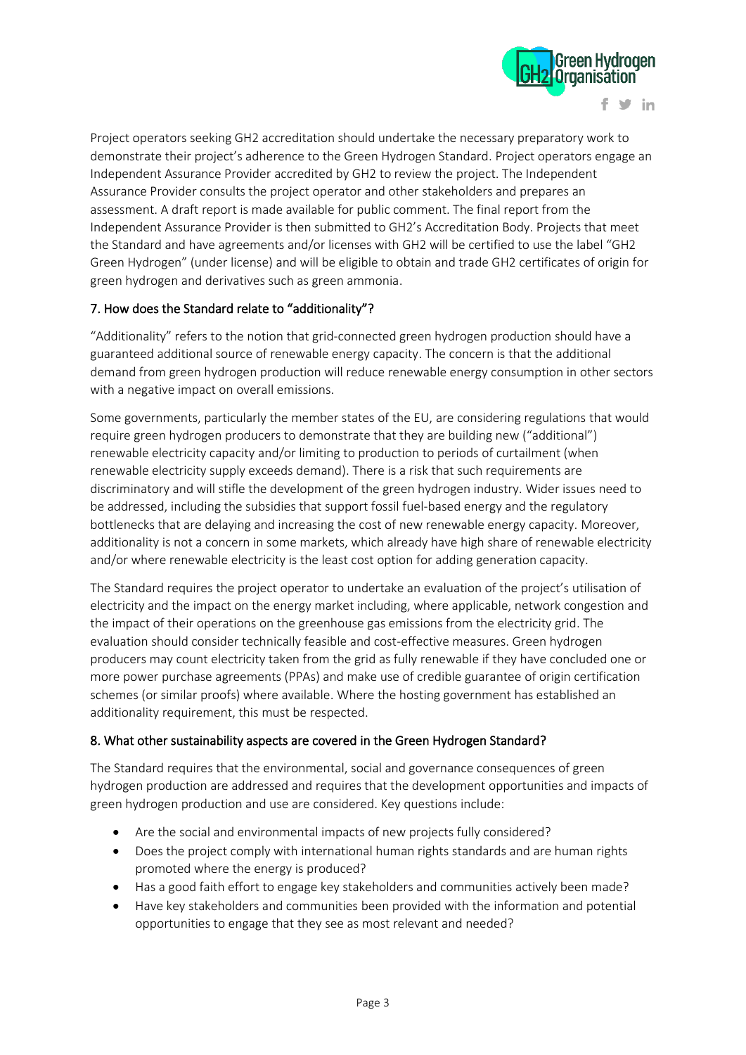Project operators seeking GH2 accreditation should undertake the necessary preparatory work to demonstrate their project's adherence to the Green Hydrogen Standard. Project operators engage an Independent Assurance Provider accredited by GH2 to review the project. The Independent Assurance Provider consults the project operator and other stakeholders and prepares an assessment. A draft report is made available for public comment. The final report from the Independent Assurance Provider is then submitted to GH2's Accreditation Body. Projects that meet the Standard and have agreements and/or licenses with GH2 will be certified to use the label "GH2 Green Hydrogen" (under license) and will be eligible to obtain and trade GH2 certificates of origin for green hydrogen and derivatives such as green ammonia.

### 7. How does the Standard relate to "additionality"?

"Additionality" refers to the notion that grid-connected green hydrogen production should have a guaranteed additional source of renewable energy capacity. The concern is that the additional demand from green hydrogen production will reduce renewable energy consumption in other sectors with a negative impact on overall emissions.

Some governments, particularly the member states of the EU, are considering regulations that would require green hydrogen producers to demonstrate that they are building new ("additional") renewable electricity capacity and/or limiting to production to periods of curtailment (when renewable electricity supply exceeds demand). There is a risk that such requirements are discriminatory and will stifle the development of the green hydrogen industry. Wider issues need to be addressed, including the subsidies that support fossil fuel-based energy and the regulatory bottlenecks that are delaying and increasing the cost of new renewable energy capacity. Moreover, additionality is not a concern in some markets, which already have high share of renewable electricity and/or where renewable electricity is the least cost option for adding generation capacity.

The Standard requires the project operator to undertake an evaluation of the project's utilisation of electricity and the impact on the energy market including, where applicable, network congestion and the impact of their operations on the greenhouse gas emissions from the electricity grid. The evaluation should consider technically feasible and cost-effective measures. Green hydrogen producers may count electricity taken from the grid as fully renewable if they have concluded one or more power purchase agreements (PPAs) and make use of credible guarantee of origin certification schemes (or similar proofs) where available. Where the hosting government has established an additionality requirement, this must be respected.

### 8. What other sustainability aspects are covered in the Green Hydrogen Standard?

The Standard requires that the environmental, social and governance consequences of green hydrogen production are addressed and requires that the development opportunities and impacts of green hydrogen production and use are considered. Key questions include:

- Are the social and environmental impacts of new projects fully considered?
- Does the project comply with international human rights standards and are human rights promoted where the energy is produced?
- Has a good faith effort to engage key stakeholders and communities actively been made?
- Have key stakeholders and communities been provided with the information and potential opportunities to engage that they see as most relevant and needed?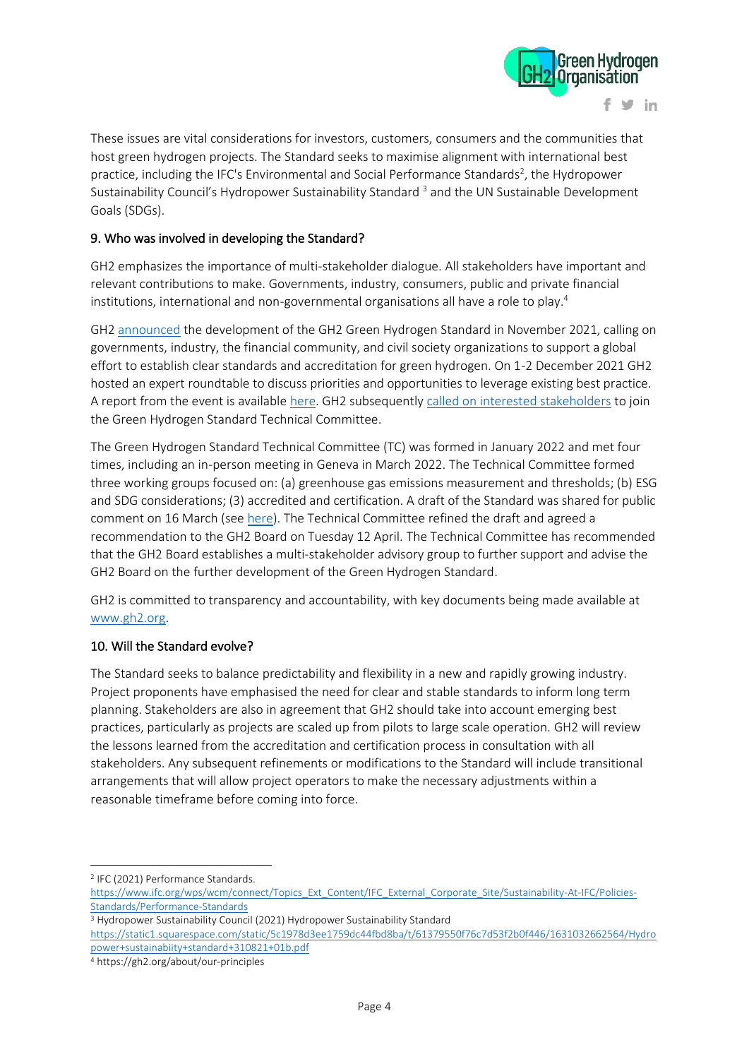These issues are vital considerations for investors, customers, consumers and the communities that host green hydrogen projects. The Standard seeks to maximise alignment with international best practice, including the IFC's Environmental and Social Performance Standards[2], the Hydropower Sustainability Council's Hydropower Sustainability Standard [3] and the UN Sustainable Development Goals (SDGs).

## 9. Who was involved in developing the Standard?

GH2 emphasizes the importance of multi-stakeholder dialogue. All stakeholders have important and relevant contributions to make. Governments, industry, consumers, public and private financial institutions, international and non-governmental organisations all have a role to play.[4]

GH2 announced the development of the GH2 Green Hydrogen Standard in November 2021, calling on governments, industry, the financial community, and civil society organizations to support a global effort to establish clear standards and accreditation for green hydrogen. On 1-2 December 2021 GH2 hosted an expert roundtable to discuss priorities and opportunities to leverage existing best practice. A report from the event is available here. GH2 subsequently called on interested stakeholders to join the Green Hydrogen Standard Technical Committee.

The Green Hydrogen Standard Technical Committee (TC) was formed in January 2022 and met four times, including an in-person meeting in Geneva in March 2022. The Technical Committee formed three working groups focused on: (a) greenhouse gas emissions measurement and thresholds; (b) ESG and SDG considerations; (3) accredited and certification. A draft of the Standard was shared for public comment on 16 March (see here). The Technical Committee refined the draft and agreed a recommendation to the GH2 Board on Tuesday 12 April. The Technical Committee has recommended that the GH2 Board establishes a multi-stakeholder advisory group to further support and advise the GH2 Board on the further development of the Green Hydrogen Standard.

GH2 is committed to transparency and accountability, with key documents being made available at www.gh2.org.

## 10. Will the Standard evolve?

The Standard seeks to balance predictability and flexibility in a new and rapidly growing industry. Project proponents have emphasised the need for clear and stable standards to inform long term planning. Stakeholders are also in agreement that GH2 should take into account emerging best practices, particularly as projects are scaled up from pilots to large scale operation. GH2 will review the lessons learned from the accreditation and certification process in consultation with all stakeholders. Any subsequent refinements or modifications to the Standard will include transitional arrangements that will allow project operators to make the necessary adjustments within a reasonable timeframe before coming into force.

---

[2] IFC (2021) Performance Standards. https://www.ifc.org/wps/wcm/connect/Topics_Ext_Content/IFC_External_Corporate_Site/Sustainability-At-IFC/Policies-Standards/Performance-Standards

[3] Hydropower Sustainability Council (2021) Hydropower Sustainability Standard https://static1.squarespace.com/static/5c1978d3ee1759dc44fbd8ba/t/61379550f76c7d53f2b0f446/1631032662564/Hydropower+sustainabiity+standard+310821+01b.pdf

[4] https://gh2.org/about/our-principles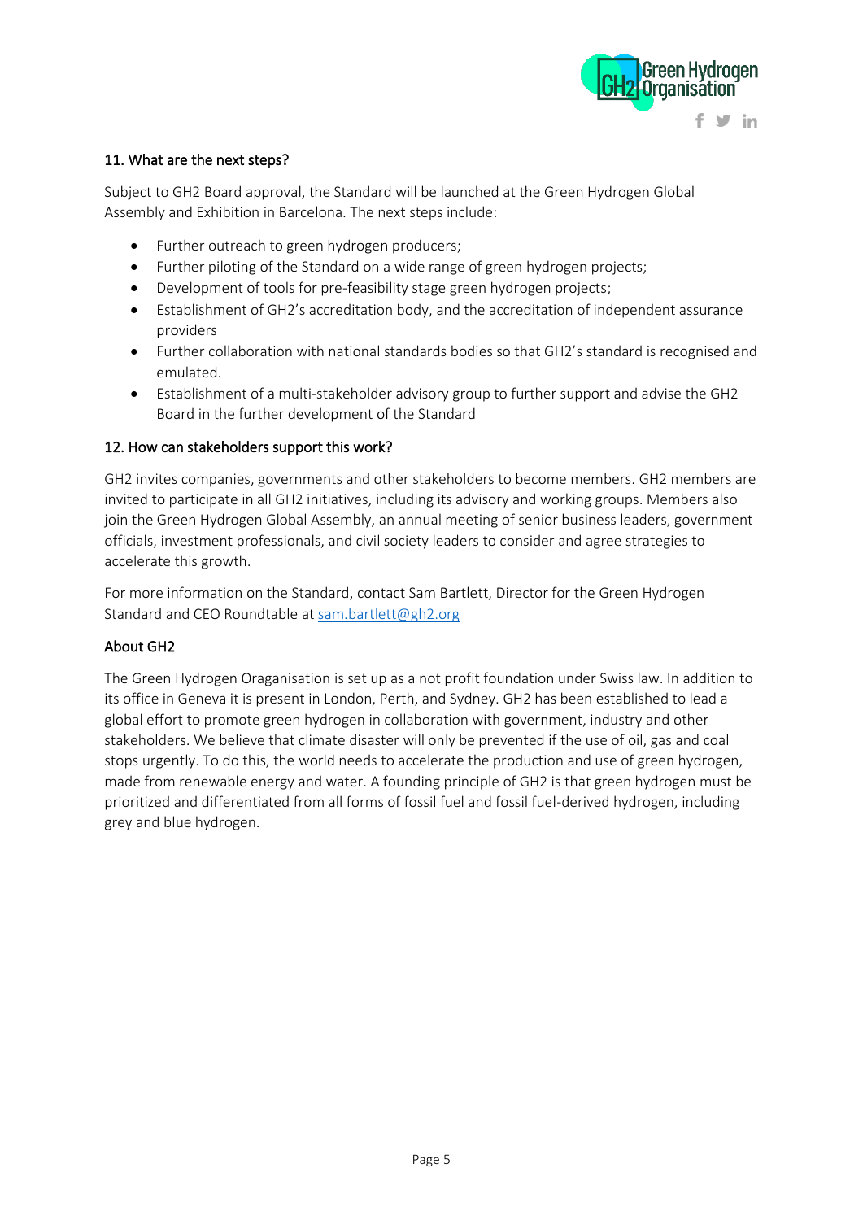## 11. What are the next steps?

Subject to GH2 Board approval, the Standard will be launched at the Green Hydrogen Global Assembly and Exhibition in Barcelona. The next steps include:

- Further outreach to green hydrogen producers;
- Further piloting of the Standard on a wide range of green hydrogen projects;
- Development of tools for pre-feasibility stage green hydrogen projects;
- Establishment of GH2's accreditation body, and the accreditation of independent assurance providers
- Further collaboration with national standards bodies so that GH2's standard is recognised and emulated.
- Establishment of a multi-stakeholder advisory group to further support and advise the GH2 Board in the further development of the Standard

## 12. How can stakeholders support this work?

GH2 invites companies, governments and other stakeholders to become members. GH2 members are invited to participate in all GH2 initiatives, including its advisory and working groups. Members also join the Green Hydrogen Global Assembly, an annual meeting of senior business leaders, government officials, investment professionals, and civil society leaders to consider and agree strategies to accelerate this growth.

For more information on the Standard, contact Sam Bartlett, Director for the Green Hydrogen Standard and CEO Roundtable at sam.bartlett@gh2.org

## About GH2

The Green Hydrogen Oraganisation is set up as a not profit foundation under Swiss law. In addition to its office in Geneva it is present in London, Perth, and Sydney. GH2 has been established to lead a global effort to promote green hydrogen in collaboration with government, industry and other stakeholders. We believe that climate disaster will only be prevented if the use of oil, gas and coal stops urgently. To do this, the world needs to accelerate the production and use of green hydrogen, made from renewable energy and water. A founding principle of GH2 is that green hydrogen must be prioritized and differentiated from all forms of fossil fuel and fossil fuel-derived hydrogen, including grey and blue hydrogen.